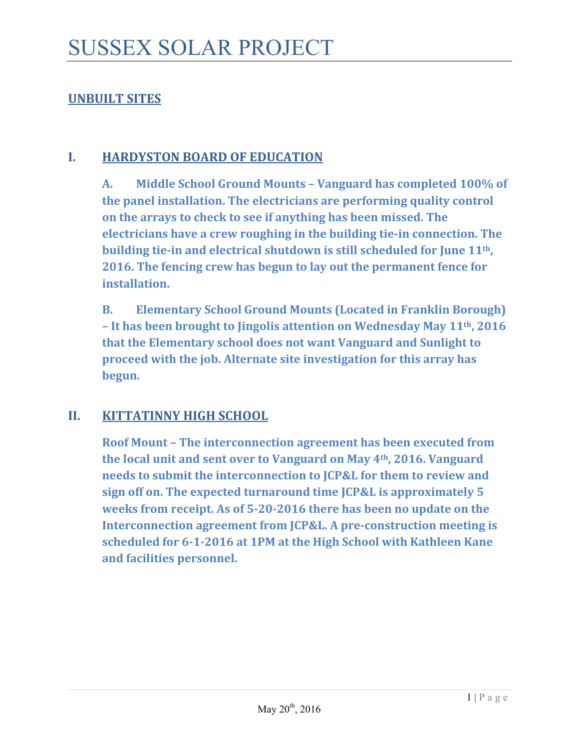# SUSSEX SOLAR PROJECT

## UNBUILT SITES

### I. HARDYSTON BOARD OF EDUCATION

**A. Middle School Ground Mounts – Vanguard has completed 100% of the panel installation. The electricians are performing quality control on the arrays to check to see if anything has been missed. The electricians have a crew roughing in the building tie-in connection. The building tie-in and electrical shutdown is still scheduled for June 11th, 2016. The fencing crew has begun to lay out the permanent fence for installation.**

**B. Elementary School Ground Mounts (Located in Franklin Borough) – It has been brought to Jingolis attention on Wednesday May 11th, 2016 that the Elementary school does not want Vanguard and Sunlight to proceed with the job. Alternate site investigation for this array has begun.**

### II. KITTATINNY HIGH SCHOOL

**Roof Mount – The interconnection agreement has been executed from the local unit and sent over to Vanguard on May 4th, 2016. Vanguard needs to submit the interconnection to JCP&L for them to review and sign off on. The expected turnaround time JCP&L is approximately 5 weeks from receipt. As of 5-20-2016 there has been no update on the Interconnection agreement from JCP&L. A pre-construction meeting is scheduled for 6-1-2016 at 1PM at the High School with Kathleen Kane and facilities personnel.**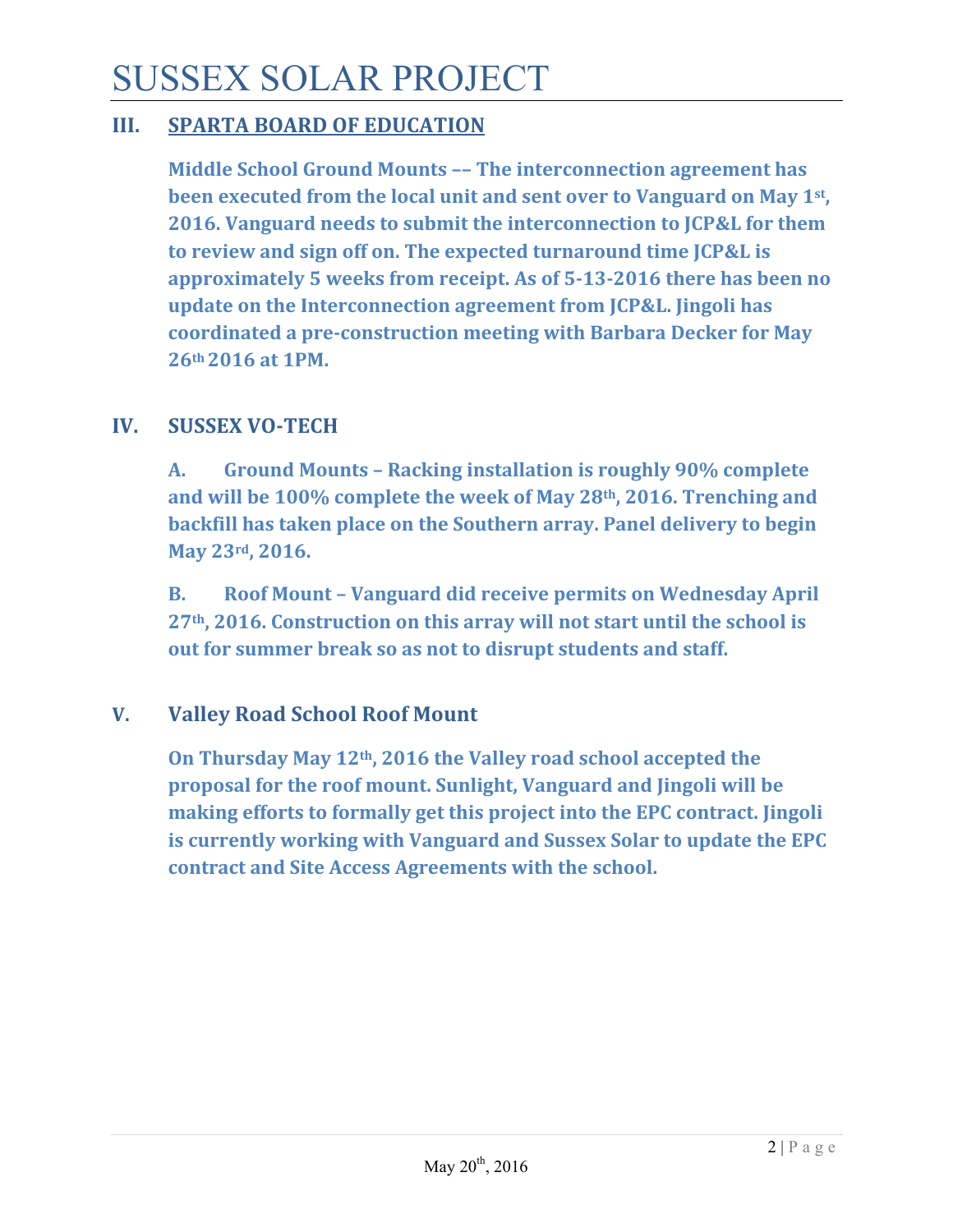# SUSSEX SOLAR PROJECT

## III. SPARTA BOARD OF EDUCATION

**Middle School Ground Mounts –– The interconnection agreement has been executed from the local unit and sent over to Vanguard on May 1st, 2016. Vanguard needs to submit the interconnection to JCP&L for them to review and sign off on. The expected turnaround time JCP&L is approximately 5 weeks from receipt. As of 5-13-2016 there has been no update on the Interconnection agreement from JCP&L. Jingoli has coordinated a pre-construction meeting with Barbara Decker for May 26th 2016 at 1PM.**

## IV. SUSSEX VO-TECH

**A. Ground Mounts – Racking installation is roughly 90% complete and will be 100% complete the week of May 28th, 2016. Trenching and backfill has taken place on the Southern array. Panel delivery to begin May 23rd, 2016.**

**B. Roof Mount – Vanguard did receive permits on Wednesday April 27th, 2016. Construction on this array will not start until the school is out for summer break so as not to disrupt students and staff.**

## V. Valley Road School Roof Mount

**On Thursday May 12th, 2016 the Valley road school accepted the proposal for the roof mount. Sunlight, Vanguard and Jingoli will be making efforts to formally get this project into the EPC contract. Jingoli is currently working with Vanguard and Sussex Solar to update the EPC contract and Site Access Agreements with the school.**

May 20th, 2016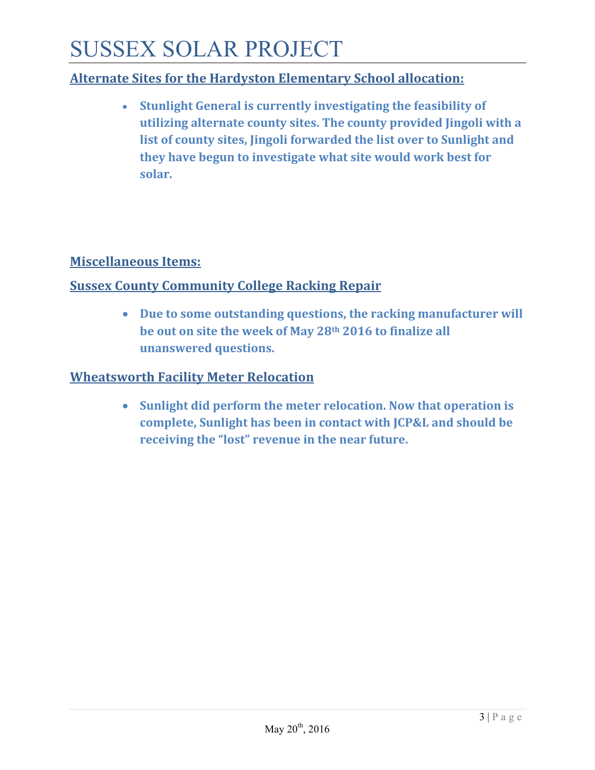# SUSSEX SOLAR PROJECT

## Alternate Sites for the Hardyston Elementary School allocation:

- **Stunlight General is currently investigating the feasibility of utilizing alternate county sites. The county provided Jingoli with a list of county sites, Jingoli forwarded the list over to Sunlight and they have begun to investigate what site would work best for solar.**

## Miscellaneous Items:

### Sussex County Community College Racking Repair

- **Due to some outstanding questions, the racking manufacturer will be out on site the week of May 28th 2016 to finalize all unanswered questions.**

### Wheatsworth Facility Meter Relocation

- **Sunlight did perform the meter relocation. Now that operation is complete, Sunlight has been in contact with JCP&L and should be receiving the "lost" revenue in the near future.**

May 20th, 2016